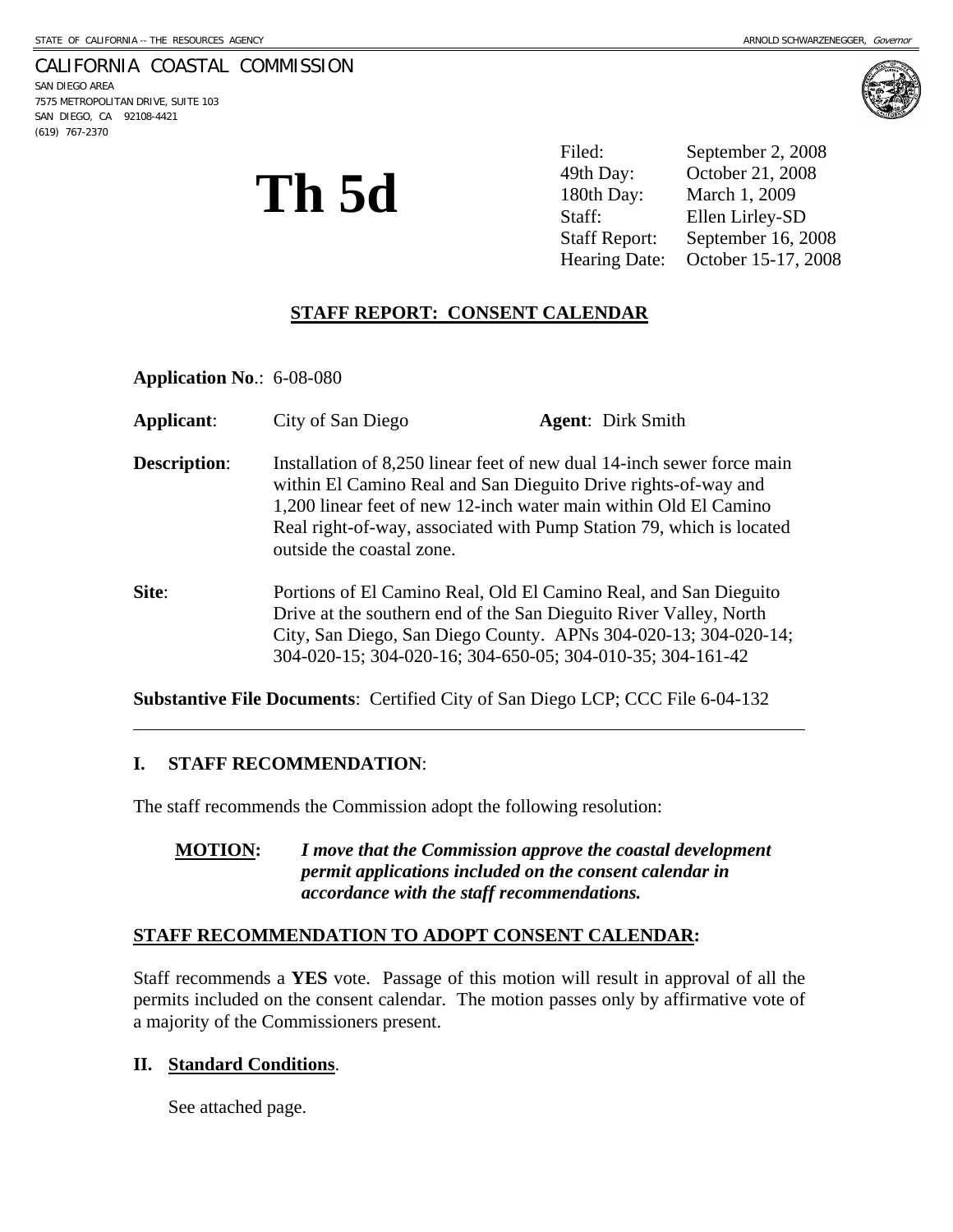STATE OF CALIFORNIA -- THE RESOURCES AGENCY ARNOLD SCHWARZENEGGER, *Governor*

CALIFORNIA COASTAL COMMISSION
SAN DIEGO AREA
7575 METROPOLITAN DRIVE, SUITE 103
SAN DIEGO, CA 92108-4421
(619) 767-2370

# Th 5d

| | |
|---|---|
| Filed: | September 2, 2008 |
| 49th Day: | October 21, 2008 |
| 180th Day: | March 1, 2009 |
| Staff: | Ellen Lirley-SD |
| Staff Report: | September 16, 2008 |
| Hearing Date: | October 15-17, 2008 |

## STAFF REPORT: CONSENT CALENDAR

**Application No**.: 6-08-080

**Applicant**: City of San Diego **Agent**: Dirk Smith

**Description**: Installation of 8,250 linear feet of new dual 14-inch sewer force main within El Camino Real and San Dieguito Drive rights-of-way and 1,200 linear feet of new 12-inch water main within Old El Camino Real right-of-way, associated with Pump Station 79, which is located outside the coastal zone.

**Site**: Portions of El Camino Real, Old El Camino Real, and San Dieguito Drive at the southern end of the San Dieguito River Valley, North City, San Diego, San Diego County. APNs 304-020-13; 304-020-14; 304-020-15; 304-020-16; 304-650-05; 304-010-35; 304-161-42

**Substantive File Documents**: Certified City of San Diego LCP; CCC File 6-04-132

---

### I. STAFF RECOMMENDATION:

The staff recommends the Commission adopt the following resolution:

**MOTION:** ***I move that the Commission approve the coastal development permit applications included on the consent calendar in accordance with the staff recommendations.***

### STAFF RECOMMENDATION TO ADOPT CONSENT CALENDAR:

Staff recommends a **YES** vote. Passage of this motion will result in approval of all the permits included on the consent calendar. The motion passes only by affirmative vote of a majority of the Commissioners present.

### II. Standard Conditions.

See attached page.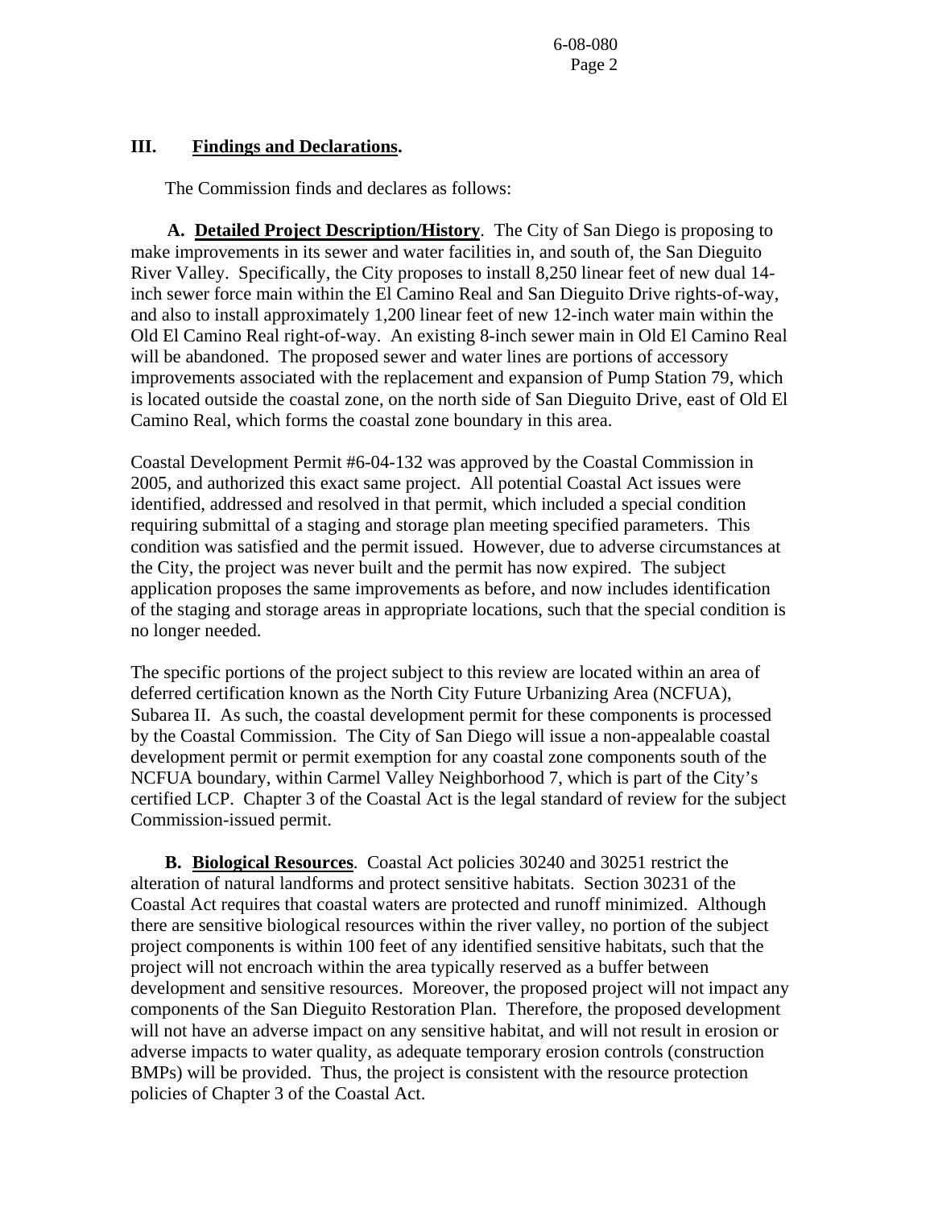## III. **Findings and Declarations.**

The Commission finds and declares as follows:

**A. Detailed Project Description/History**. The City of San Diego is proposing to make improvements in its sewer and water facilities in, and south of, the San Dieguito River Valley. Specifically, the City proposes to install 8,250 linear feet of new dual 14-inch sewer force main within the El Camino Real and San Dieguito Drive rights-of-way, and also to install approximately 1,200 linear feet of new 12-inch water main within the Old El Camino Real right-of-way. An existing 8-inch sewer main in Old El Camino Real will be abandoned. The proposed sewer and water lines are portions of accessory improvements associated with the replacement and expansion of Pump Station 79, which is located outside the coastal zone, on the north side of San Dieguito Drive, east of Old El Camino Real, which forms the coastal zone boundary in this area.

Coastal Development Permit #6-04-132 was approved by the Coastal Commission in 2005, and authorized this exact same project. All potential Coastal Act issues were identified, addressed and resolved in that permit, which included a special condition requiring submittal of a staging and storage plan meeting specified parameters. This condition was satisfied and the permit issued. However, due to adverse circumstances at the City, the project was never built and the permit has now expired. The subject application proposes the same improvements as before, and now includes identification of the staging and storage areas in appropriate locations, such that the special condition is no longer needed.

The specific portions of the project subject to this review are located within an area of deferred certification known as the North City Future Urbanizing Area (NCFUA), Subarea II. As such, the coastal development permit for these components is processed by the Coastal Commission. The City of San Diego will issue a non-appealable coastal development permit or permit exemption for any coastal zone components south of the NCFUA boundary, within Carmel Valley Neighborhood 7, which is part of the City's certified LCP. Chapter 3 of the Coastal Act is the legal standard of review for the subject Commission-issued permit.

**B. Biological Resources**. Coastal Act policies 30240 and 30251 restrict the alteration of natural landforms and protect sensitive habitats. Section 30231 of the Coastal Act requires that coastal waters are protected and runoff minimized. Although there are sensitive biological resources within the river valley, no portion of the subject project components is within 100 feet of any identified sensitive habitats, such that the project will not encroach within the area typically reserved as a buffer between development and sensitive resources. Moreover, the proposed project will not impact any components of the San Dieguito Restoration Plan. Therefore, the proposed development will not have an adverse impact on any sensitive habitat, and will not result in erosion or adverse impacts to water quality, as adequate temporary erosion controls (construction BMPs) will be provided. Thus, the project is consistent with the resource protection policies of Chapter 3 of the Coastal Act.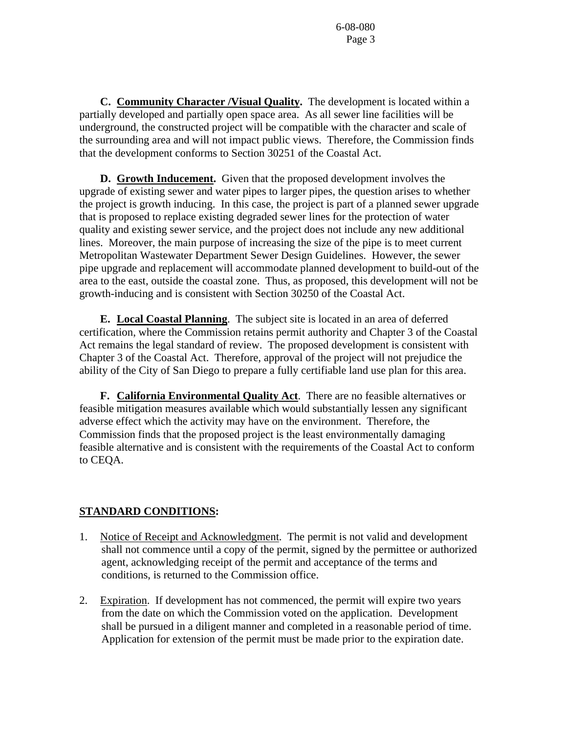**C. Community Character /Visual Quality.** The development is located within a partially developed and partially open space area. As all sewer line facilities will be underground, the constructed project will be compatible with the character and scale of the surrounding area and will not impact public views. Therefore, the Commission finds that the development conforms to Section 30251 of the Coastal Act.

**D. Growth Inducement.** Given that the proposed development involves the upgrade of existing sewer and water pipes to larger pipes, the question arises to whether the project is growth inducing. In this case, the project is part of a planned sewer upgrade that is proposed to replace existing degraded sewer lines for the protection of water quality and existing sewer service, and the project does not include any new additional lines. Moreover, the main purpose of increasing the size of the pipe is to meet current Metropolitan Wastewater Department Sewer Design Guidelines. However, the sewer pipe upgrade and replacement will accommodate planned development to build-out of the area to the east, outside the coastal zone. Thus, as proposed, this development will not be growth-inducing and is consistent with Section 30250 of the Coastal Act.

**E. Local Coastal Planning**. The subject site is located in an area of deferred certification, where the Commission retains permit authority and Chapter 3 of the Coastal Act remains the legal standard of review. The proposed development is consistent with Chapter 3 of the Coastal Act. Therefore, approval of the project will not prejudice the ability of the City of San Diego to prepare a fully certifiable land use plan for this area.

**F. California Environmental Quality Act**. There are no feasible alternatives or feasible mitigation measures available which would substantially lessen any significant adverse effect which the activity may have on the environment. Therefore, the Commission finds that the proposed project is the least environmentally damaging feasible alternative and is consistent with the requirements of the Coastal Act to conform to CEQA.

**STANDARD CONDITIONS:**

1. Notice of Receipt and Acknowledgment. The permit is not valid and development shall not commence until a copy of the permit, signed by the permittee or authorized agent, acknowledging receipt of the permit and acceptance of the terms and conditions, is returned to the Commission office.

2. Expiration. If development has not commenced, the permit will expire two years from the date on which the Commission voted on the application. Development shall be pursued in a diligent manner and completed in a reasonable period of time. Application for extension of the permit must be made prior to the expiration date.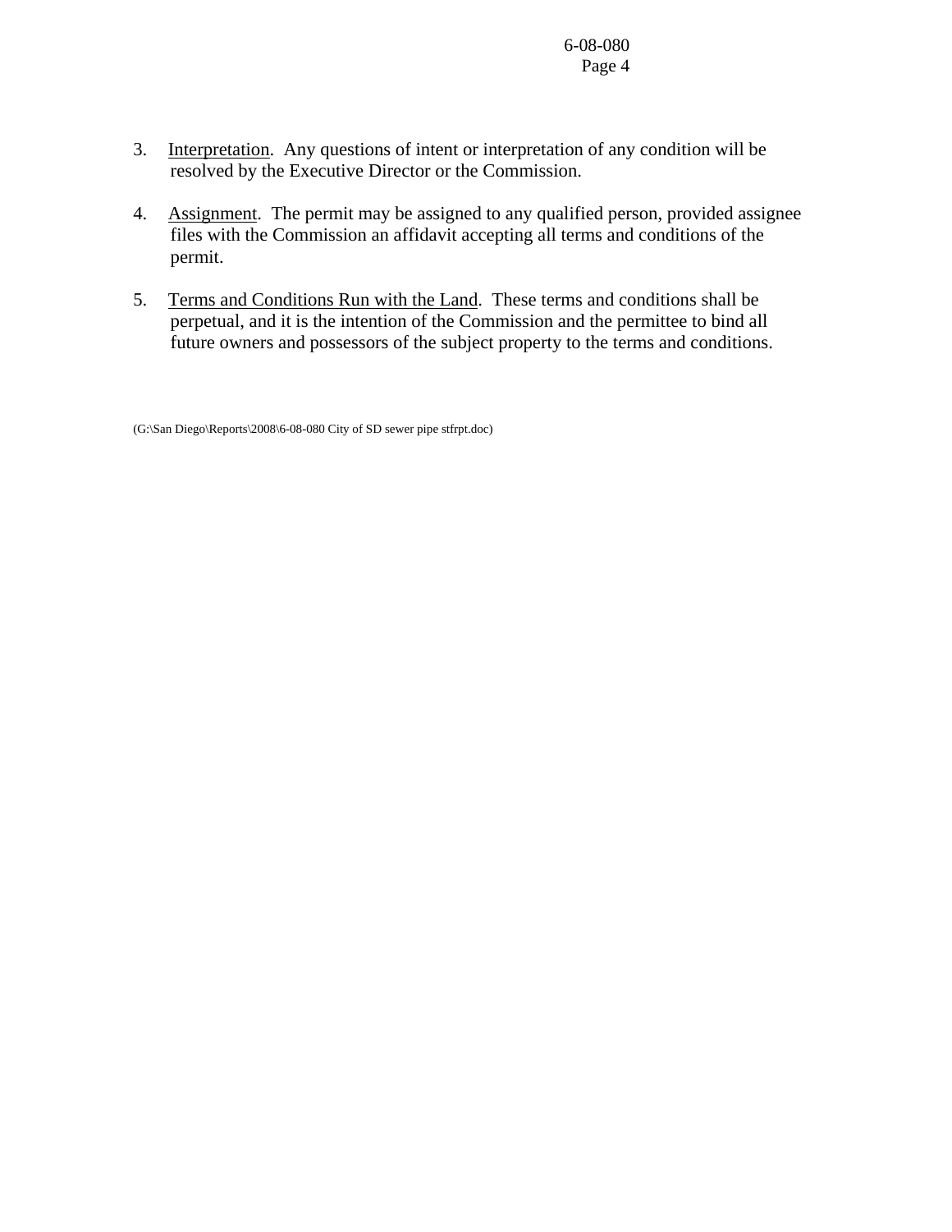3. Interpretation. Any questions of intent or interpretation of any condition will be resolved by the Executive Director or the Commission.

4. Assignment. The permit may be assigned to any qualified person, provided assignee files with the Commission an affidavit accepting all terms and conditions of the permit.

5. Terms and Conditions Run with the Land. These terms and conditions shall be perpetual, and it is the intention of the Commission and the permittee to bind all future owners and possessors of the subject property to the terms and conditions.

(G:\San Diego\Reports\2008\6-08-080 City of SD sewer pipe stfrpt.doc)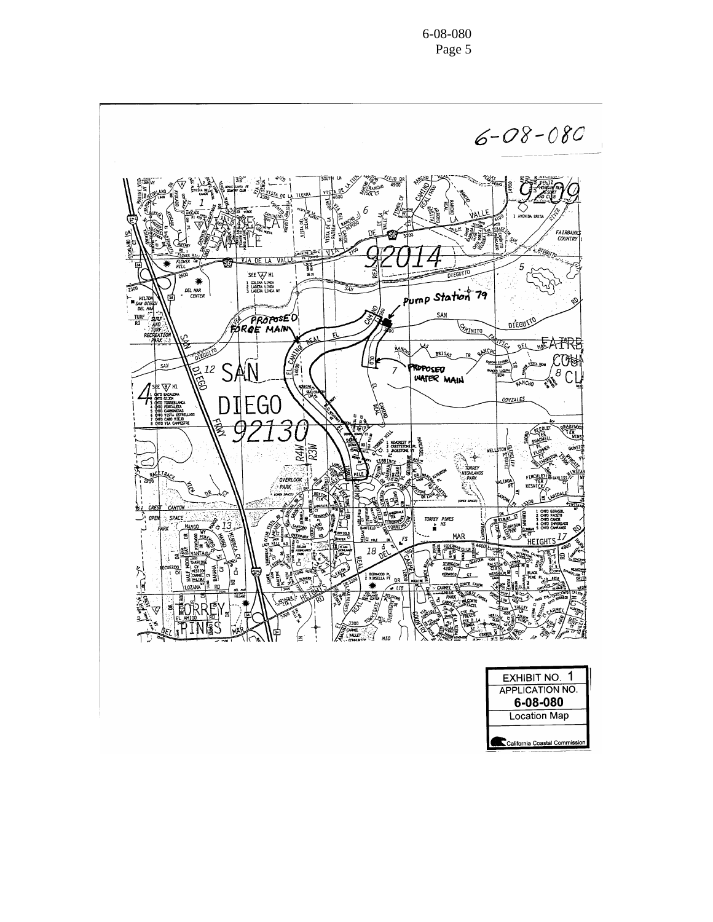6-08-080

Pump Station 79

PROPOSED FORCE MAIN

PROPOSED WATER MAIN

| EXHIBIT NO. 1 |
| --- |
| APPLICATION NO. |
| **6-08-080** |
| Location Map |
| California Coastal Commission |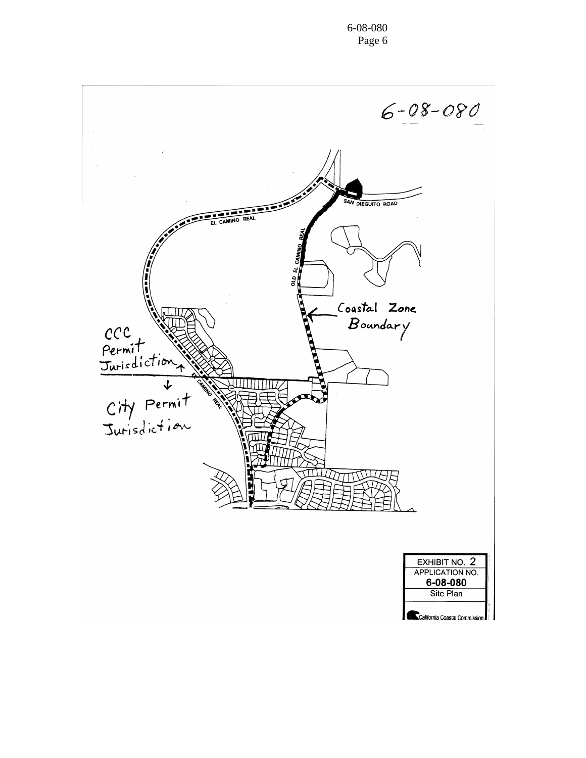6-08-080

SAN DIEGUITO ROAD

EL CAMINO REAL

OLD EL CAMINO REAL

Coastal Zone Boundary

CCC Permit Jurisdiction ↑

↓ City Permit Jurisdiction

EL CAMINO REAL

EXHIBIT NO. 2
APPLICATION NO.
**6-08-080**
Site Plan

California Coastal Commission